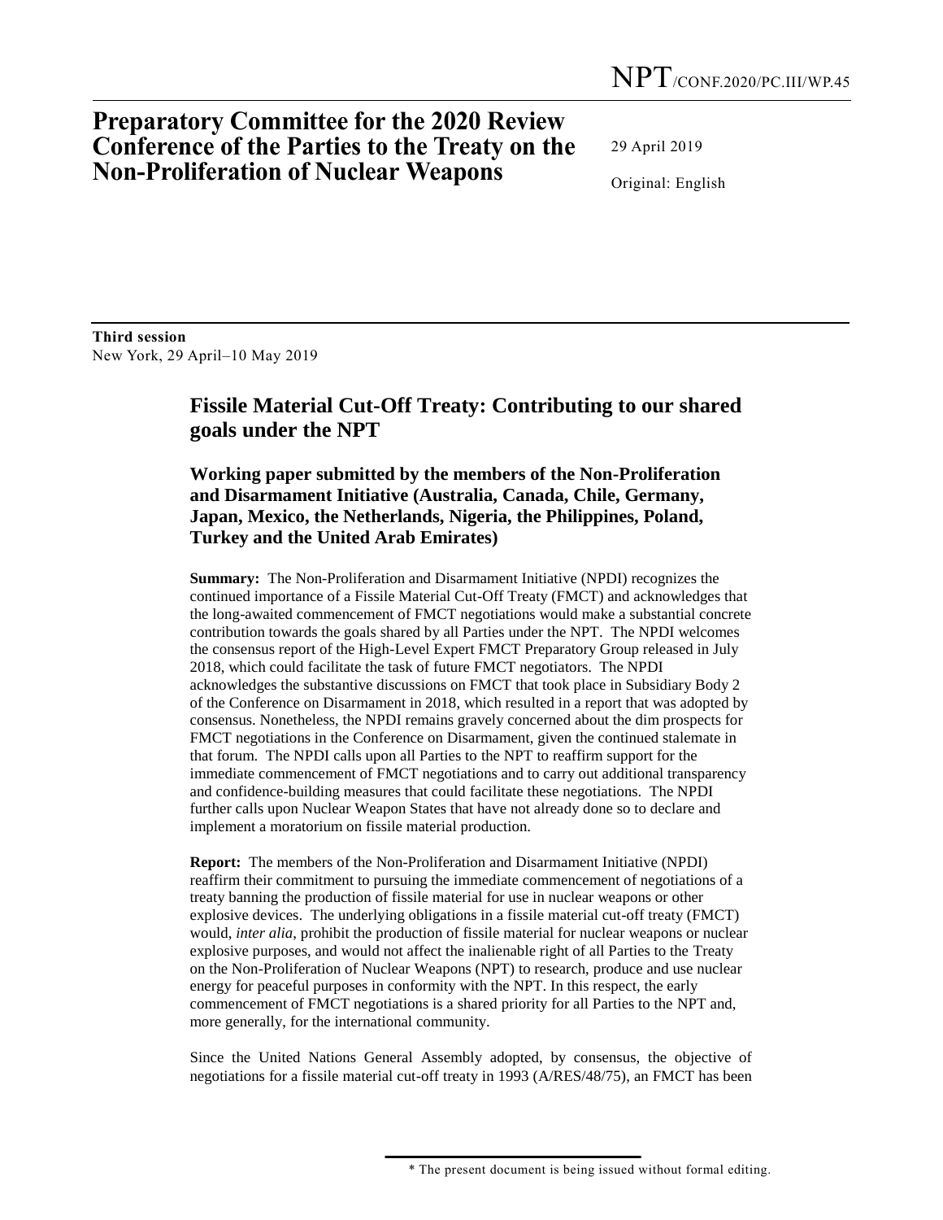NPT/CONF.2020/PC.III/WP.45

# Preparatory Committee for the 2020 Review Conference of the Parties to the Treaty on the Non-Proliferation of Nuclear Weapons

29 April 2019

Original: English

**Third session**
New York, 29 April–10 May 2019

## Fissile Material Cut-Off Treaty: Contributing to our shared goals under the NPT

### Working paper submitted by the members of the Non-Proliferation and Disarmament Initiative (Australia, Canada, Chile, Germany, Japan, Mexico, the Netherlands, Nigeria, the Philippines, Poland, Turkey and the United Arab Emirates)

**Summary:** The Non-Proliferation and Disarmament Initiative (NPDI) recognizes the continued importance of a Fissile Material Cut-Off Treaty (FMCT) and acknowledges that the long-awaited commencement of FMCT negotiations would make a substantial concrete contribution towards the goals shared by all Parties under the NPT. The NPDI welcomes the consensus report of the High-Level Expert FMCT Preparatory Group released in July 2018, which could facilitate the task of future FMCT negotiators. The NPDI acknowledges the substantive discussions on FMCT that took place in Subsidiary Body 2 of the Conference on Disarmament in 2018, which resulted in a report that was adopted by consensus. Nonetheless, the NPDI remains gravely concerned about the dim prospects for FMCT negotiations in the Conference on Disarmament, given the continued stalemate in that forum. The NPDI calls upon all Parties to the NPT to reaffirm support for the immediate commencement of FMCT negotiations and to carry out additional transparency and confidence-building measures that could facilitate these negotiations. The NPDI further calls upon Nuclear Weapon States that have not already done so to declare and implement a moratorium on fissile material production.

**Report:** The members of the Non-Proliferation and Disarmament Initiative (NPDI) reaffirm their commitment to pursuing the immediate commencement of negotiations of a treaty banning the production of fissile material for use in nuclear weapons or other explosive devices. The underlying obligations in a fissile material cut-off treaty (FMCT) would, *inter alia*, prohibit the production of fissile material for nuclear weapons or nuclear explosive purposes, and would not affect the inalienable right of all Parties to the Treaty on the Non-Proliferation of Nuclear Weapons (NPT) to research, produce and use nuclear energy for peaceful purposes in conformity with the NPT. In this respect, the early commencement of FMCT negotiations is a shared priority for all Parties to the NPT and, more generally, for the international community.

Since the United Nations General Assembly adopted, by consensus, the objective of negotiations for a fissile material cut-off treaty in 1993 (A/RES/48/75), an FMCT has been

\* The present document is being issued without formal editing.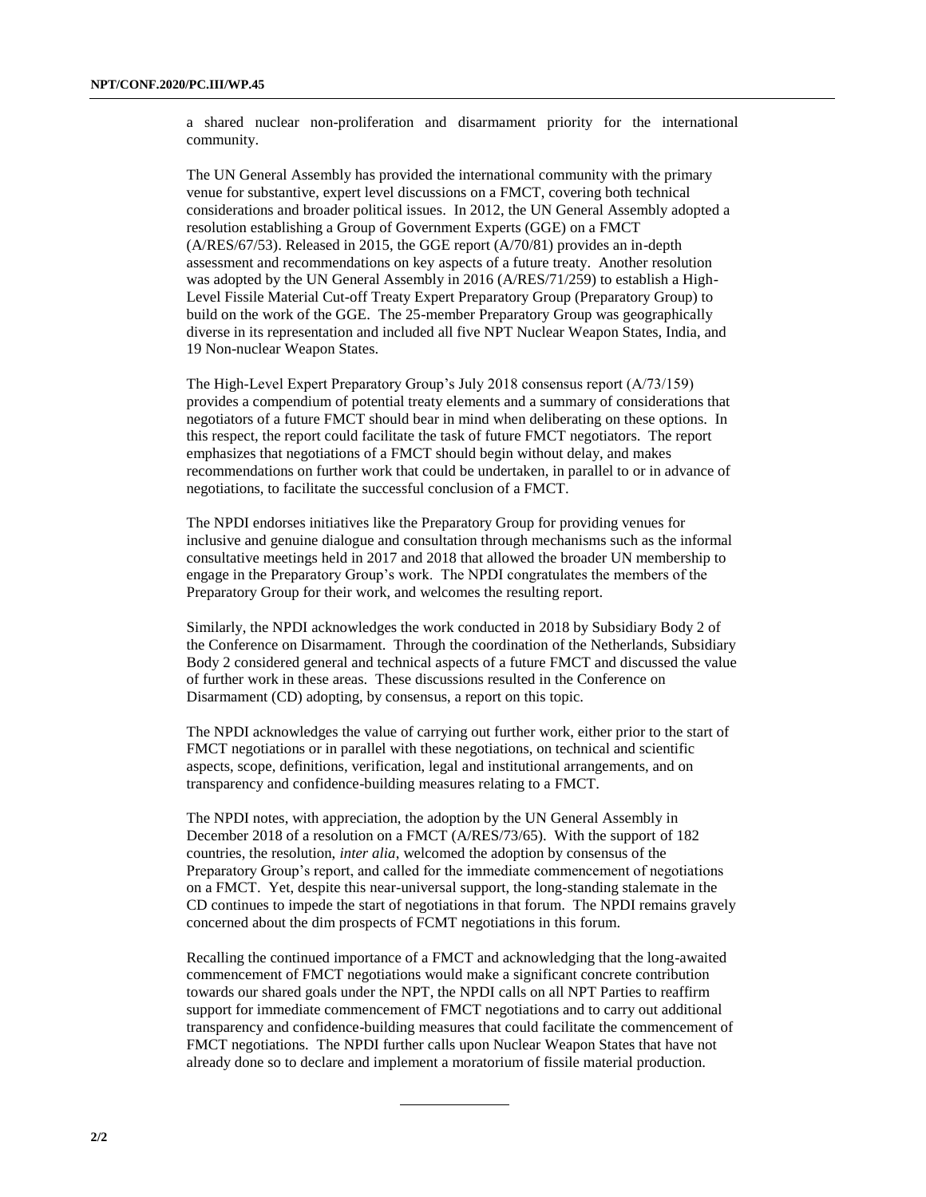a shared nuclear non-proliferation and disarmament priority for the international community.

The UN General Assembly has provided the international community with the primary venue for substantive, expert level discussions on a FMCT, covering both technical considerations and broader political issues. In 2012, the UN General Assembly adopted a resolution establishing a Group of Government Experts (GGE) on a FMCT (A/RES/67/53). Released in 2015, the GGE report (A/70/81) provides an in-depth assessment and recommendations on key aspects of a future treaty. Another resolution was adopted by the UN General Assembly in 2016 (A/RES/71/259) to establish a High-Level Fissile Material Cut-off Treaty Expert Preparatory Group (Preparatory Group) to build on the work of the GGE. The 25-member Preparatory Group was geographically diverse in its representation and included all five NPT Nuclear Weapon States, India, and 19 Non-nuclear Weapon States.

The High-Level Expert Preparatory Group's July 2018 consensus report (A/73/159) provides a compendium of potential treaty elements and a summary of considerations that negotiators of a future FMCT should bear in mind when deliberating on these options. In this respect, the report could facilitate the task of future FMCT negotiators. The report emphasizes that negotiations of a FMCT should begin without delay, and makes recommendations on further work that could be undertaken, in parallel to or in advance of negotiations, to facilitate the successful conclusion of a FMCT.

The NPDI endorses initiatives like the Preparatory Group for providing venues for inclusive and genuine dialogue and consultation through mechanisms such as the informal consultative meetings held in 2017 and 2018 that allowed the broader UN membership to engage in the Preparatory Group's work. The NPDI congratulates the members of the Preparatory Group for their work, and welcomes the resulting report.

Similarly, the NPDI acknowledges the work conducted in 2018 by Subsidiary Body 2 of the Conference on Disarmament. Through the coordination of the Netherlands, Subsidiary Body 2 considered general and technical aspects of a future FMCT and discussed the value of further work in these areas. These discussions resulted in the Conference on Disarmament (CD) adopting, by consensus, a report on this topic.

The NPDI acknowledges the value of carrying out further work, either prior to the start of FMCT negotiations or in parallel with these negotiations, on technical and scientific aspects, scope, definitions, verification, legal and institutional arrangements, and on transparency and confidence-building measures relating to a FMCT.

The NPDI notes, with appreciation, the adoption by the UN General Assembly in December 2018 of a resolution on a FMCT (A/RES/73/65). With the support of 182 countries, the resolution, *inter alia*, welcomed the adoption by consensus of the Preparatory Group's report, and called for the immediate commencement of negotiations on a FMCT. Yet, despite this near-universal support, the long-standing stalemate in the CD continues to impede the start of negotiations in that forum. The NPDI remains gravely concerned about the dim prospects of FCMT negotiations in this forum.

Recalling the continued importance of a FMCT and acknowledging that the long-awaited commencement of FMCT negotiations would make a significant concrete contribution towards our shared goals under the NPT, the NPDI calls on all NPT Parties to reaffirm support for immediate commencement of FMCT negotiations and to carry out additional transparency and confidence-building measures that could facilitate the commencement of FMCT negotiations. The NPDI further calls upon Nuclear Weapon States that have not already done so to declare and implement a moratorium of fissile material production.